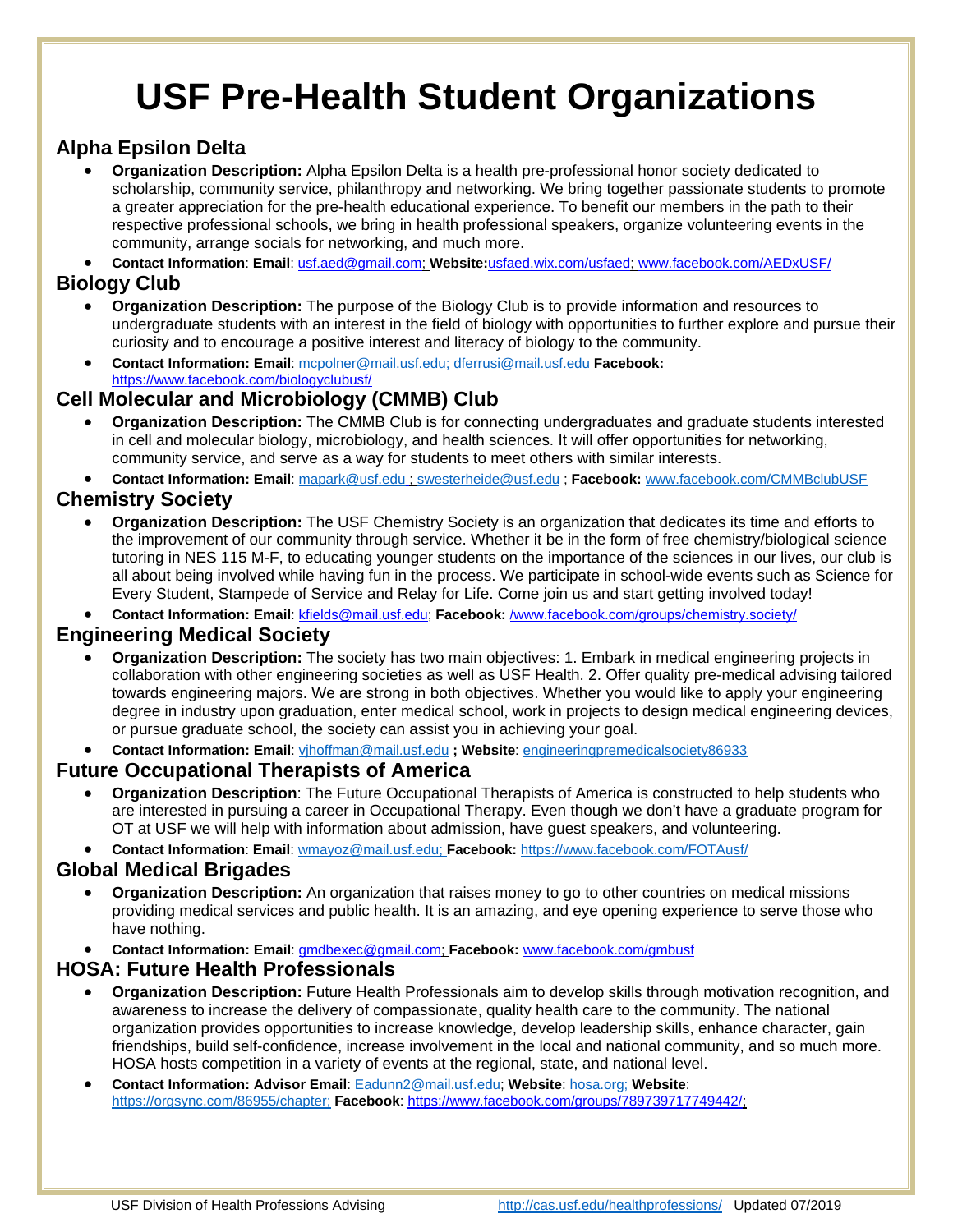# USF Pre-Health Student Organizations

## Alpha Epsilon Delta

- **Organization Description:** Alpha Epsilon Delta is a health pre-professional honor society dedicated to scholarship, community service, philanthropy and networking. We bring together passionate students to promote a greater appreciation for the pre-health educational experience. To benefit our members in the path to their respective professional schools, we bring in health professional speakers, organize volunteering events in the community, arrange socials for networking, and much more.
- **Contact Information**: **Email**: usf.aed@gmail.com; **Website:**usfaed.wix.com/usfaed; www.facebook.com/AEDxUSF/

## Biology Club

- **Organization Description:** The purpose of the Biology Club is to provide information and resources to undergraduate students with an interest in the field of biology with opportunities to further explore and pursue their curiosity and to encourage a positive interest and literacy of biology to the community.
- **Contact Information: Email**: mcpolner@mail.usf.edu; dferrusi@mail.usf.edu **Facebook:** https://www.facebook.com/biologyclubusf/

## Cell Molecular and Microbiology (CMMB) Club

- **Organization Description:** The CMMB Club is for connecting undergraduates and graduate students interested in cell and molecular biology, microbiology, and health sciences. It will offer opportunities for networking, community service, and serve as a way for students to meet others with similar interests.
- **Contact Information: Email**: mapark@usf.edu ; swesterheide@usf.edu ; **Facebook:** www.facebook.com/CMMBclubUSF

## Chemistry Society

- **Organization Description:** The USF Chemistry Society is an organization that dedicates its time and efforts to the improvement of our community through service. Whether it be in the form of free chemistry/biological science tutoring in NES 115 M-F, to educating younger students on the importance of the sciences in our lives, our club is all about being involved while having fun in the process. We participate in school-wide events such as Science for Every Student, Stampede of Service and Relay for Life. Come join us and start getting involved today!
- **Contact Information: Email**: kfields@mail.usf.edu; **Facebook:** /www.facebook.com/groups/chemistry.society/

## Engineering Medical Society

- **Organization Description:** The society has two main objectives: 1. Embark in medical engineering projects in collaboration with other engineering societies as well as USF Health. 2. Offer quality pre-medical advising tailored towards engineering majors. We are strong in both objectives. Whether you would like to apply your engineering degree in industry upon graduation, enter medical school, work in projects to design medical engineering devices, or pursue graduate school, the society can assist you in achieving your goal.
- **Contact Information: Email**: vjhoffman@mail.usf.edu **; Website**: engineeringpremedicalsociety86933

## Future Occupational Therapists of America

- **Organization Description**: The Future Occupational Therapists of America is constructed to help students who are interested in pursuing a career in Occupational Therapy. Even though we don't have a graduate program for OT at USF we will help with information about admission, have guest speakers, and volunteering.
- **Contact Information**: **Email**: wmayoz@mail.usf.edu; **Facebook:** https://www.facebook.com/FOTAusf/

## Global Medical Brigades

- **Organization Description:** An organization that raises money to go to other countries on medical missions providing medical services and public health. It is an amazing, and eye opening experience to serve those who have nothing.
- **Contact Information: Email**: gmdbexec@gmail.com; **Facebook:** www.facebook.com/gmbusf

## HOSA: Future Health Professionals

- **Organization Description:** Future Health Professionals aim to develop skills through motivation recognition, and awareness to increase the delivery of compassionate, quality health care to the community. The national organization provides opportunities to increase knowledge, develop leadership skills, enhance character, gain friendships, build self-confidence, increase involvement in the local and national community, and so much more. HOSA hosts competition in a variety of events at the regional, state, and national level.
- **Contact Information: Advisor Email**: Eadunn2@mail.usf.edu; **Website**: hosa.org; **Website**: https://orgsync.com/86955/chapter; **Facebook**: https://www.facebook.com/groups/789739717749442/;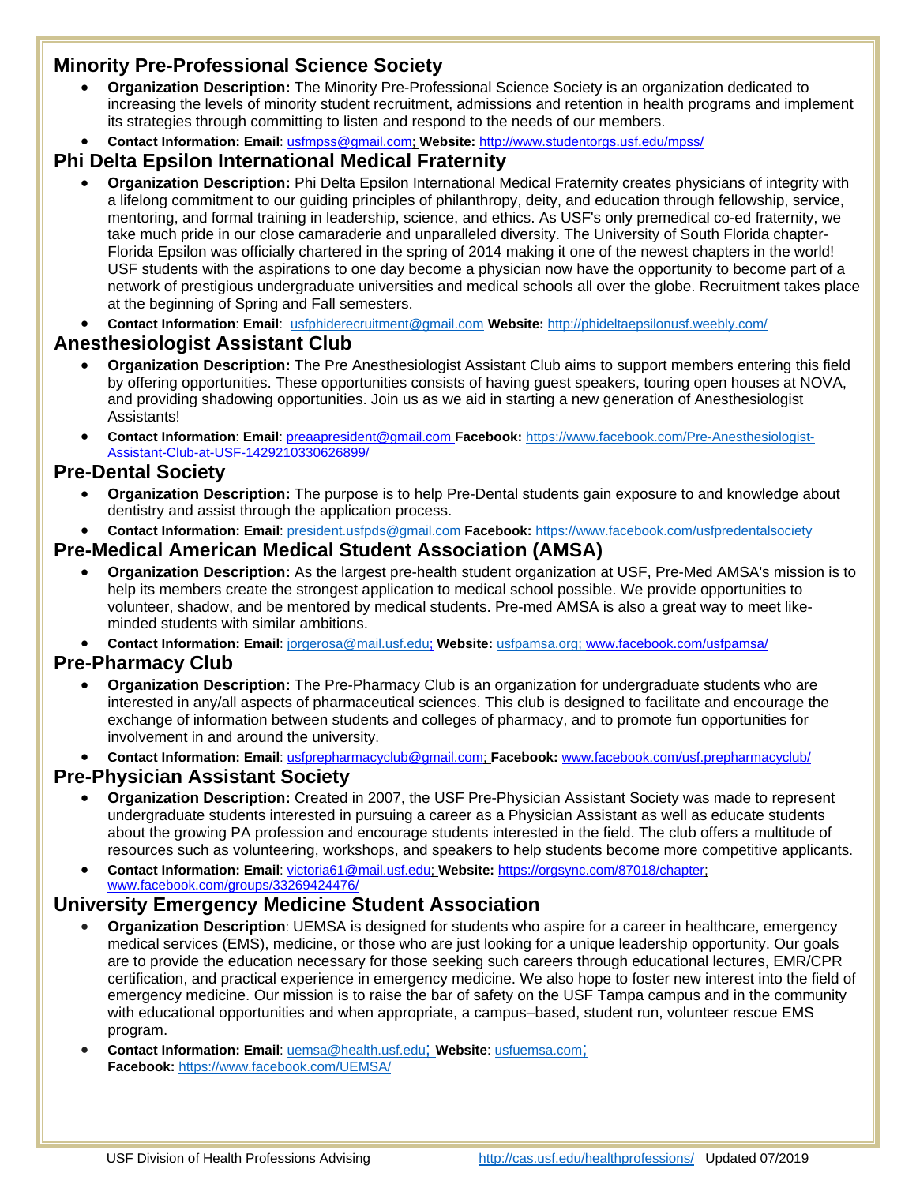## Minority Pre-Professional Science Society

- **Organization Description:** The Minority Pre-Professional Science Society is an organization dedicated to increasing the levels of minority student recruitment, admissions and retention in health programs and implement its strategies through committing to listen and respond to the needs of our members.
- **Contact Information: Email**: usfmpss@gmail.com; **Website:** http://www.studentorgs.usf.edu/mpss/

## Phi Delta Epsilon International Medical Fraternity

- **Organization Description:** Phi Delta Epsilon International Medical Fraternity creates physicians of integrity with a lifelong commitment to our guiding principles of philanthropy, deity, and education through fellowship, service, mentoring, and formal training in leadership, science, and ethics. As USF's only premedical co-ed fraternity, we take much pride in our close camaraderie and unparalleled diversity. The University of South Florida chapter- Florida Epsilon was officially chartered in the spring of 2014 making it one of the newest chapters in the world! USF students with the aspirations to one day become a physician now have the opportunity to become part of a network of prestigious undergraduate universities and medical schools all over the globe. Recruitment takes place at the beginning of Spring and Fall semesters.
- **Contact Information**: **Email**: usfphiderecruitment@gmail.com **Website:** http://phideltaepsilonusf.weebly.com/

## Anesthesiologist Assistant Club

- **Organization Description:** The Pre Anesthesiologist Assistant Club aims to support members entering this field by offering opportunities. These opportunities consists of having guest speakers, touring open houses at NOVA, and providing shadowing opportunities. Join us as we aid in starting a new generation of Anesthesiologist Assistants!
- **Contact Information**: **Email**: preaapresident@gmail.com **Facebook:** https://www.facebook.com/Pre-Anesthesiologist-Assistant-Club-at-USF-1429210330626899/

## Pre-Dental Society

- **Organization Description:** The purpose is to help Pre-Dental students gain exposure to and knowledge about dentistry and assist through the application process.
- **Contact Information: Email**: president.usfpds@gmail.com **Facebook:** https://www.facebook.com/usfpredentalsociety

## Pre-Medical American Medical Student Association (AMSA)

- **Organization Description:** As the largest pre-health student organization at USF, Pre-Med AMSA's mission is to help its members create the strongest application to medical school possible. We provide opportunities to volunteer, shadow, and be mentored by medical students. Pre-med AMSA is also a great way to meet like-minded students with similar ambitions.
- **Contact Information: Email**: jorgerosa@mail.usf.edu; **Website:** usfpamsa.org; www.facebook.com/usfpamsa/

## Pre-Pharmacy Club

- **Organization Description:** The Pre-Pharmacy Club is an organization for undergraduate students who are interested in any/all aspects of pharmaceutical sciences. This club is designed to facilitate and encourage the exchange of information between students and colleges of pharmacy, and to promote fun opportunities for involvement in and around the university.
- **Contact Information: Email**: usfprepharmacyclub@gmail.com; **Facebook:** www.facebook.com/usf.prepharmacyclub/

## Pre-Physician Assistant Society

- **Organization Description:** Created in 2007, the USF Pre-Physician Assistant Society was made to represent undergraduate students interested in pursuing a career as a Physician Assistant as well as educate students about the growing PA profession and encourage students interested in the field. The club offers a multitude of resources such as volunteering, workshops, and speakers to help students become more competitive applicants.
- **Contact Information: Email**: victoria61@mail.usf.edu; **Website:** https://orgsync.com/87018/chapter; www.facebook.com/groups/33269424476/

## University Emergency Medicine Student Association

- **Organization Description**: UEMSA is designed for students who aspire for a career in healthcare, emergency medical services (EMS), medicine, or those who are just looking for a unique leadership opportunity. Our goals are to provide the education necessary for those seeking such careers through educational lectures, EMR/CPR certification, and practical experience in emergency medicine. We also hope to foster new interest into the field of emergency medicine. Our mission is to raise the bar of safety on the USF Tampa campus and in the community with educational opportunities and when appropriate, a campus–based, student run, volunteer rescue EMS program.
- **Contact Information: Email**: uemsa@health.usf.edu; **Website**: usfuemsa.com; **Facebook:** https://www.facebook.com/UEMSA/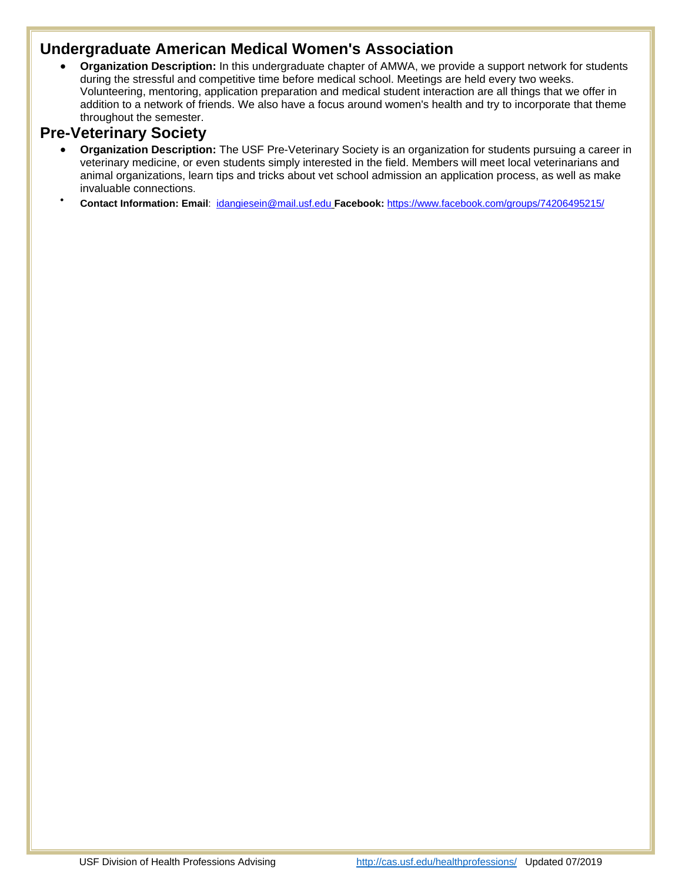## Undergraduate American Medical Women's Association

- **Organization Description:** In this undergraduate chapter of AMWA, we provide a support network for students during the stressful and competitive time before medical school. Meetings are held every two weeks. Volunteering, mentoring, application preparation and medical student interaction are all things that we offer in addition to a network of friends. We also have a focus around women's health and try to incorporate that theme throughout the semester.

## Pre-Veterinary Society

- **Organization Description:** The USF Pre-Veterinary Society is an organization for students pursuing a career in veterinary medicine, or even students simply interested in the field. Members will meet local veterinarians and animal organizations, learn tips and tricks about vet school admission an application process, as well as make invaluable connections.
- **Contact Information: Email**: idangiesein@mail.usf.edu **Facebook:** https://www.facebook.com/groups/74206495215/